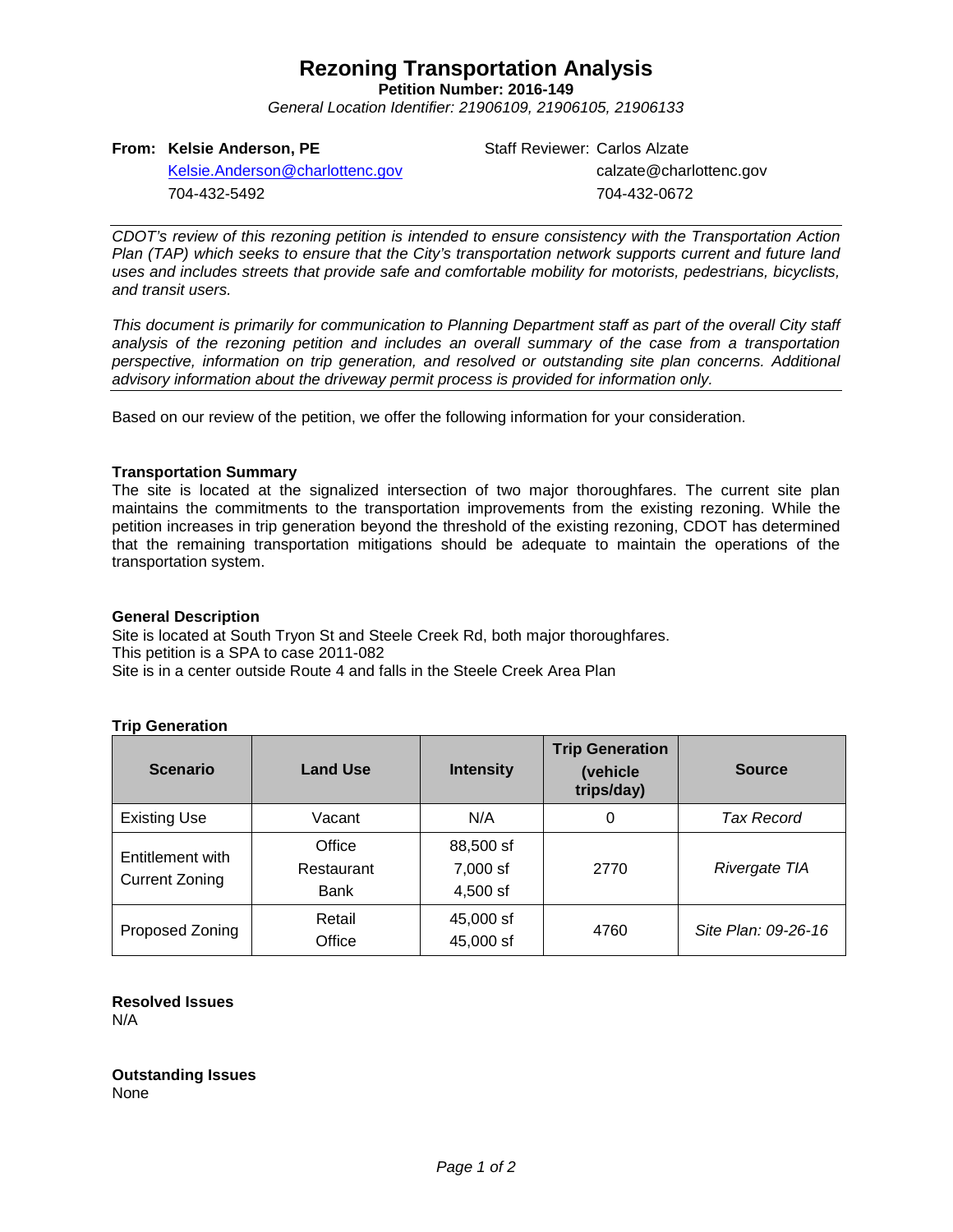# Rezoning Transportation Analysis

**Petition Number: 2016-149**

*General Location Identifier: 21906109, 21906105, 21906133*

**From: Kelsie Anderson, PE**
Kelsie.Anderson@charlottenc.gov
704-432-5492

Staff Reviewer: Carlos Alzate
calzate@charlottenc.gov
704-432-0672

*CDOT's review of this rezoning petition is intended to ensure consistency with the Transportation Action Plan (TAP) which seeks to ensure that the City's transportation network supports current and future land uses and includes streets that provide safe and comfortable mobility for motorists, pedestrians, bicyclists, and transit users.*

*This document is primarily for communication to Planning Department staff as part of the overall City staff analysis of the rezoning petition and includes an overall summary of the case from a transportation perspective, information on trip generation, and resolved or outstanding site plan concerns. Additional advisory information about the driveway permit process is provided for information only.*

Based on our review of the petition, we offer the following information for your consideration.

**Transportation Summary**

The site is located at the signalized intersection of two major thoroughfares. The current site plan maintains the commitments to the transportation improvements from the existing rezoning. While the petition increases in trip generation beyond the threshold of the existing rezoning, CDOT has determined that the remaining transportation mitigations should be adequate to maintain the operations of the transportation system.

**General Description**

Site is located at South Tryon St and Steele Creek Rd, both major thoroughfares.
This petition is a SPA to case 2011-082
Site is in a center outside Route 4 and falls in the Steele Creek Area Plan

**Trip Generation**

| Scenario | Land Use | Intensity | Trip Generation (vehicle trips/day) | Source |
|---|---|---|---|---|
| Existing Use | Vacant | N/A | 0 | *Tax Record* |
| Entitlement with Current Zoning | Office<br>Restaurant<br>Bank | 88,500 sf<br>7,000 sf<br>4,500 sf | 2770 | *Rivergate TIA* |
| Proposed Zoning | Retail<br>Office | 45,000 sf<br>45,000 sf | 4760 | *Site Plan: 09-26-16* |

**Resolved Issues**

N/A

**Outstanding Issues**

None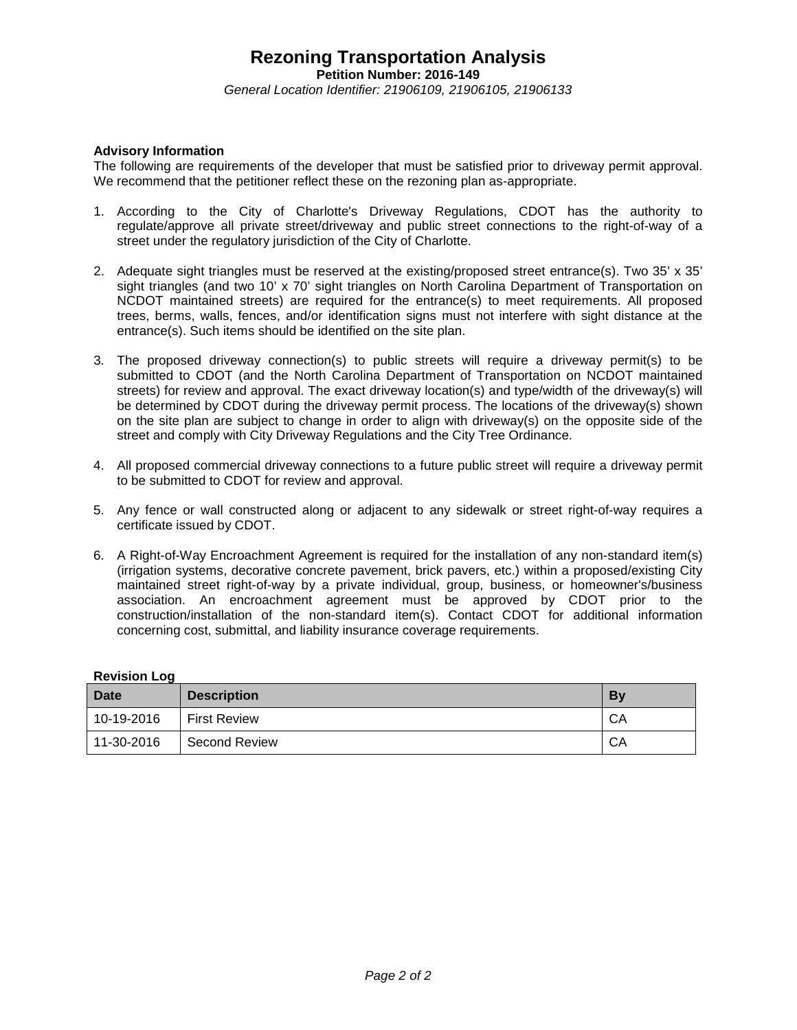# Rezoning Transportation Analysis

**Petition Number: 2016-149**

*General Location Identifier: 21906109, 21906105, 21906133*

**Advisory Information**

The following are requirements of the developer that must be satisfied prior to driveway permit approval. We recommend that the petitioner reflect these on the rezoning plan as-appropriate.

1. According to the City of Charlotte's Driveway Regulations, CDOT has the authority to regulate/approve all private street/driveway and public street connections to the right-of-way of a street under the regulatory jurisdiction of the City of Charlotte.

2. Adequate sight triangles must be reserved at the existing/proposed street entrance(s). Two 35' x 35' sight triangles (and two 10' x 70' sight triangles on North Carolina Department of Transportation on NCDOT maintained streets) are required for the entrance(s) to meet requirements. All proposed trees, berms, walls, fences, and/or identification signs must not interfere with sight distance at the entrance(s). Such items should be identified on the site plan.

3. The proposed driveway connection(s) to public streets will require a driveway permit(s) to be submitted to CDOT (and the North Carolina Department of Transportation on NCDOT maintained streets) for review and approval. The exact driveway location(s) and type/width of the driveway(s) will be determined by CDOT during the driveway permit process. The locations of the driveway(s) shown on the site plan are subject to change in order to align with driveway(s) on the opposite side of the street and comply with City Driveway Regulations and the City Tree Ordinance.

4. All proposed commercial driveway connections to a future public street will require a driveway permit to be submitted to CDOT for review and approval.

5. Any fence or wall constructed along or adjacent to any sidewalk or street right-of-way requires a certificate issued by CDOT.

6. A Right-of-Way Encroachment Agreement is required for the installation of any non-standard item(s) (irrigation systems, decorative concrete pavement, brick pavers, etc.) within a proposed/existing City maintained street right-of-way by a private individual, group, business, or homeowner's/business association. An encroachment agreement must be approved by CDOT prior to the construction/installation of the non-standard item(s). Contact CDOT for additional information concerning cost, submittal, and liability insurance coverage requirements.

**Revision Log**

| Date | Description | By |
|---|---|---|
| 10-19-2016 | First Review | CA |
| 11-30-2016 | Second Review | CA |